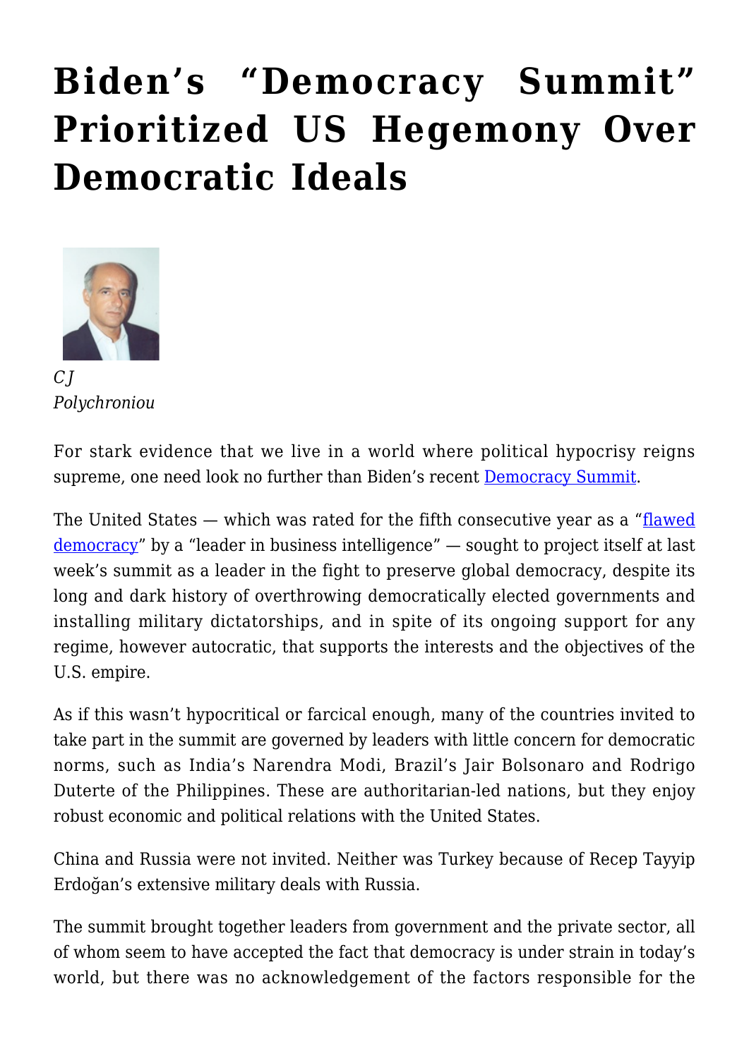# Biden's "Democracy Summit" Prioritized US Hegemony Over Democratic Ideals

*CJ Polychroniou*

For stark evidence that we live in a world where political hypocrisy reigns supreme, one need look no further than Biden's recent Democracy Summit.

The United States — which was rated for the fifth consecutive year as a "flawed democracy" by a "leader in business intelligence" — sought to project itself at last week's summit as a leader in the fight to preserve global democracy, despite its long and dark history of overthrowing democratically elected governments and installing military dictatorships, and in spite of its ongoing support for any regime, however autocratic, that supports the interests and the objectives of the U.S. empire.

As if this wasn't hypocritical or farcical enough, many of the countries invited to take part in the summit are governed by leaders with little concern for democratic norms, such as India's Narendra Modi, Brazil's Jair Bolsonaro and Rodrigo Duterte of the Philippines. These are authoritarian-led nations, but they enjoy robust economic and political relations with the United States.

China and Russia were not invited. Neither was Turkey because of Recep Tayyip Erdoğan's extensive military deals with Russia.

The summit brought together leaders from government and the private sector, all of whom seem to have accepted the fact that democracy is under strain in today's world, but there was no acknowledgement of the factors responsible for the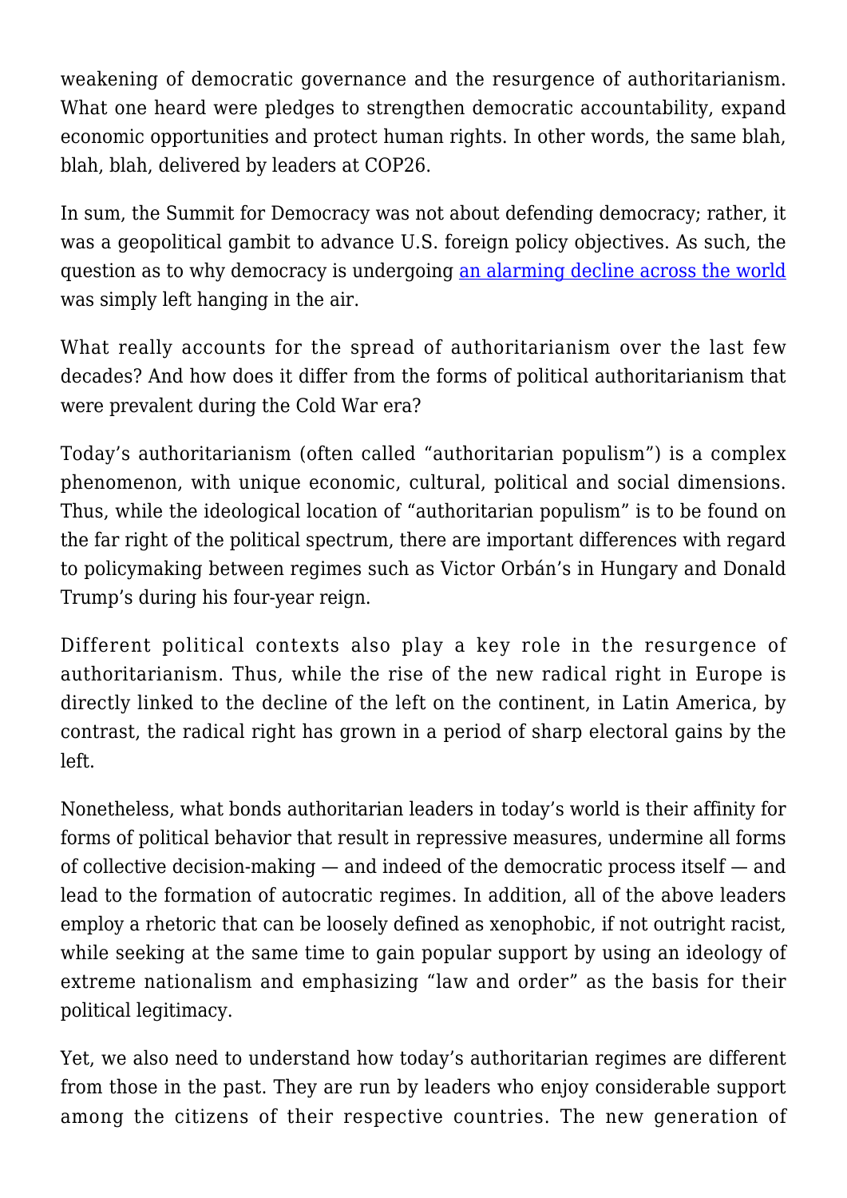weakening of democratic governance and the resurgence of authoritarianism. What one heard were pledges to strengthen democratic accountability, expand economic opportunities and protect human rights. In other words, the same blah, blah, blah, delivered by leaders at COP26.

In sum, the Summit for Democracy was not about defending democracy; rather, it was a geopolitical gambit to advance U.S. foreign policy objectives. As such, the question as to why democracy is undergoing [an alarming decline across the world]() was simply left hanging in the air.

What really accounts for the spread of authoritarianism over the last few decades? And how does it differ from the forms of political authoritarianism that were prevalent during the Cold War era?

Today's authoritarianism (often called "authoritarian populism") is a complex phenomenon, with unique economic, cultural, political and social dimensions. Thus, while the ideological location of "authoritarian populism" is to be found on the far right of the political spectrum, there are important differences with regard to policymaking between regimes such as Victor Orbán's in Hungary and Donald Trump's during his four-year reign.

Different political contexts also play a key role in the resurgence of authoritarianism. Thus, while the rise of the new radical right in Europe is directly linked to the decline of the left on the continent, in Latin America, by contrast, the radical right has grown in a period of sharp electoral gains by the left.

Nonetheless, what bonds authoritarian leaders in today's world is their affinity for forms of political behavior that result in repressive measures, undermine all forms of collective decision-making — and indeed of the democratic process itself — and lead to the formation of autocratic regimes. In addition, all of the above leaders employ a rhetoric that can be loosely defined as xenophobic, if not outright racist, while seeking at the same time to gain popular support by using an ideology of extreme nationalism and emphasizing "law and order" as the basis for their political legitimacy.

Yet, we also need to understand how today's authoritarian regimes are different from those in the past. They are run by leaders who enjoy considerable support among the citizens of their respective countries. The new generation of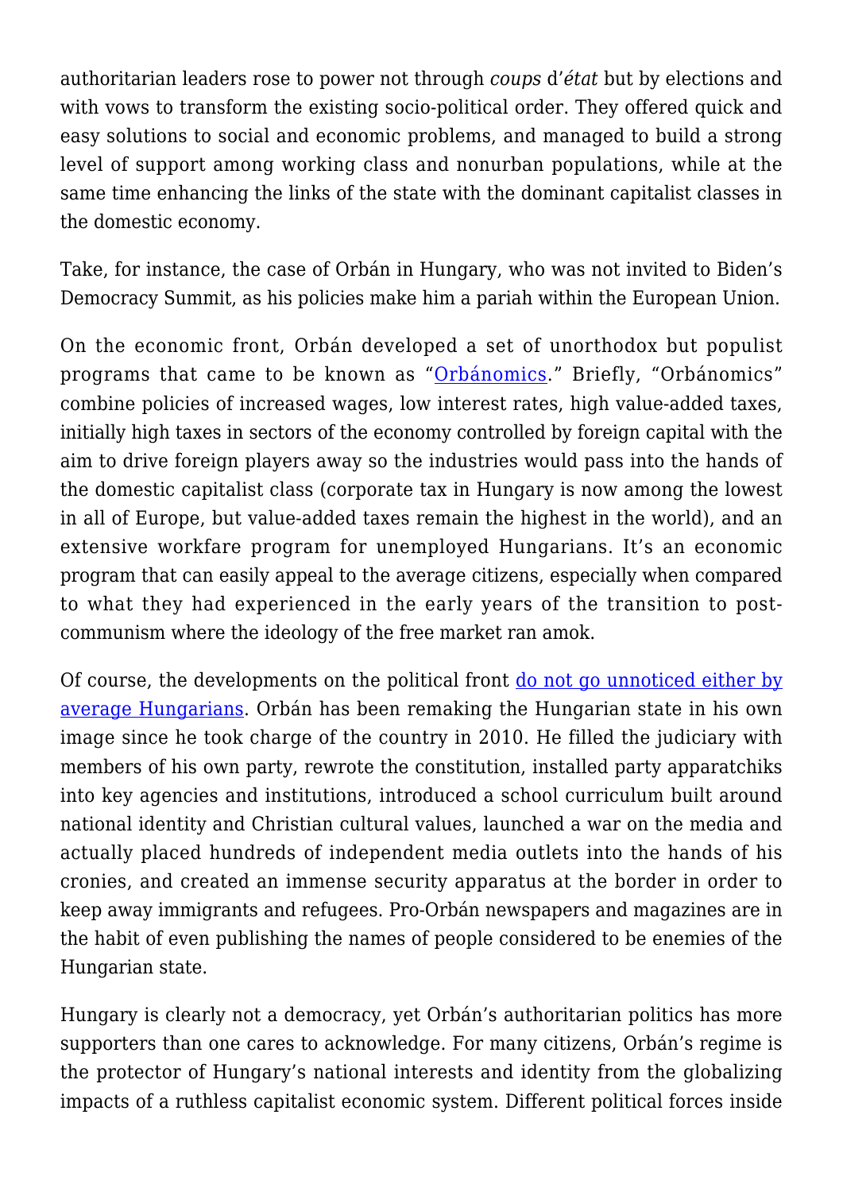authoritarian leaders rose to power not through *coups* d'*état* but by elections and with vows to transform the existing socio-political order. They offered quick and easy solutions to social and economic problems, and managed to build a strong level of support among working class and nonurban populations, while at the same time enhancing the links of the state with the dominant capitalist classes in the domestic economy.

Take, for instance, the case of Orbán in Hungary, who was not invited to Biden's Democracy Summit, as his policies make him a pariah within the European Union.

On the economic front, Orbán developed a set of unorthodox but populist programs that came to be known as "Orbánomics." Briefly, "Orbánomics" combine policies of increased wages, low interest rates, high value-added taxes, initially high taxes in sectors of the economy controlled by foreign capital with the aim to drive foreign players away so the industries would pass into the hands of the domestic capitalist class (corporate tax in Hungary is now among the lowest in all of Europe, but value-added taxes remain the highest in the world), and an extensive workfare program for unemployed Hungarians. It's an economic program that can easily appeal to the average citizens, especially when compared to what they had experienced in the early years of the transition to post-communism where the ideology of the free market ran amok.

Of course, the developments on the political front do not go unnoticed either by average Hungarians. Orbán has been remaking the Hungarian state in his own image since he took charge of the country in 2010. He filled the judiciary with members of his own party, rewrote the constitution, installed party apparatchiks into key agencies and institutions, introduced a school curriculum built around national identity and Christian cultural values, launched a war on the media and actually placed hundreds of independent media outlets into the hands of his cronies, and created an immense security apparatus at the border in order to keep away immigrants and refugees. Pro-Orbán newspapers and magazines are in the habit of even publishing the names of people considered to be enemies of the Hungarian state.

Hungary is clearly not a democracy, yet Orbán's authoritarian politics has more supporters than one cares to acknowledge. For many citizens, Orbán's regime is the protector of Hungary's national interests and identity from the globalizing impacts of a ruthless capitalist economic system. Different political forces inside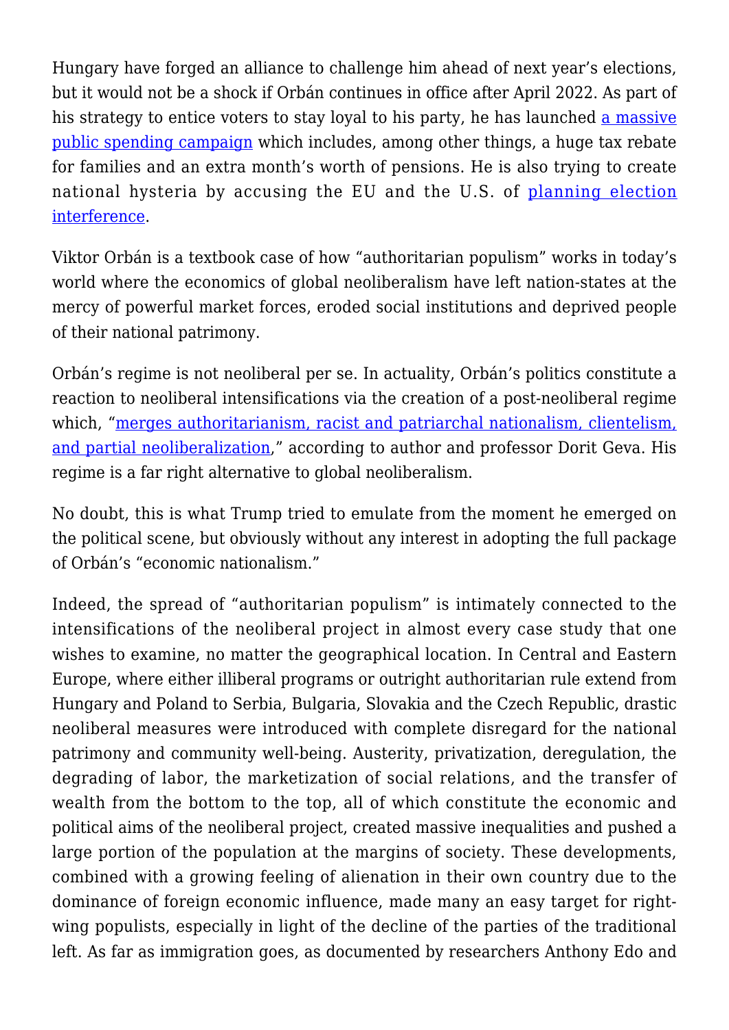Hungary have forged an alliance to challenge him ahead of next year's elections, but it would not be a shock if Orbán continues in office after April 2022. As part of his strategy to entice voters to stay loyal to his party, he has launched [a massive public spending campaign]() which includes, among other things, a huge tax rebate for families and an extra month's worth of pensions. He is also trying to create national hysteria by accusing the EU and the U.S. of [planning election interference]().

Viktor Orbán is a textbook case of how "authoritarian populism" works in today's world where the economics of global neoliberalism have left nation-states at the mercy of powerful market forces, eroded social institutions and deprived people of their national patrimony.

Orbán's regime is not neoliberal per se. In actuality, Orbán's politics constitute a reaction to neoliberal intensifications via the creation of a post-neoliberal regime which, "[merges authoritarianism, racist and patriarchal nationalism, clientelism, and partial neoliberalization]()," according to author and professor Dorit Geva. His regime is a far right alternative to global neoliberalism.

No doubt, this is what Trump tried to emulate from the moment he emerged on the political scene, but obviously without any interest in adopting the full package of Orbán's "economic nationalism."

Indeed, the spread of "authoritarian populism" is intimately connected to the intensifications of the neoliberal project in almost every case study that one wishes to examine, no matter the geographical location. In Central and Eastern Europe, where either illiberal programs or outright authoritarian rule extend from Hungary and Poland to Serbia, Bulgaria, Slovakia and the Czech Republic, drastic neoliberal measures were introduced with complete disregard for the national patrimony and community well-being. Austerity, privatization, deregulation, the degrading of labor, the marketization of social relations, and the transfer of wealth from the bottom to the top, all of which constitute the economic and political aims of the neoliberal project, created massive inequalities and pushed a large portion of the population at the margins of society. These developments, combined with a growing feeling of alienation in their own country due to the dominance of foreign economic influence, made many an easy target for right-wing populists, especially in light of the decline of the parties of the traditional left. As far as immigration goes, as documented by researchers Anthony Edo and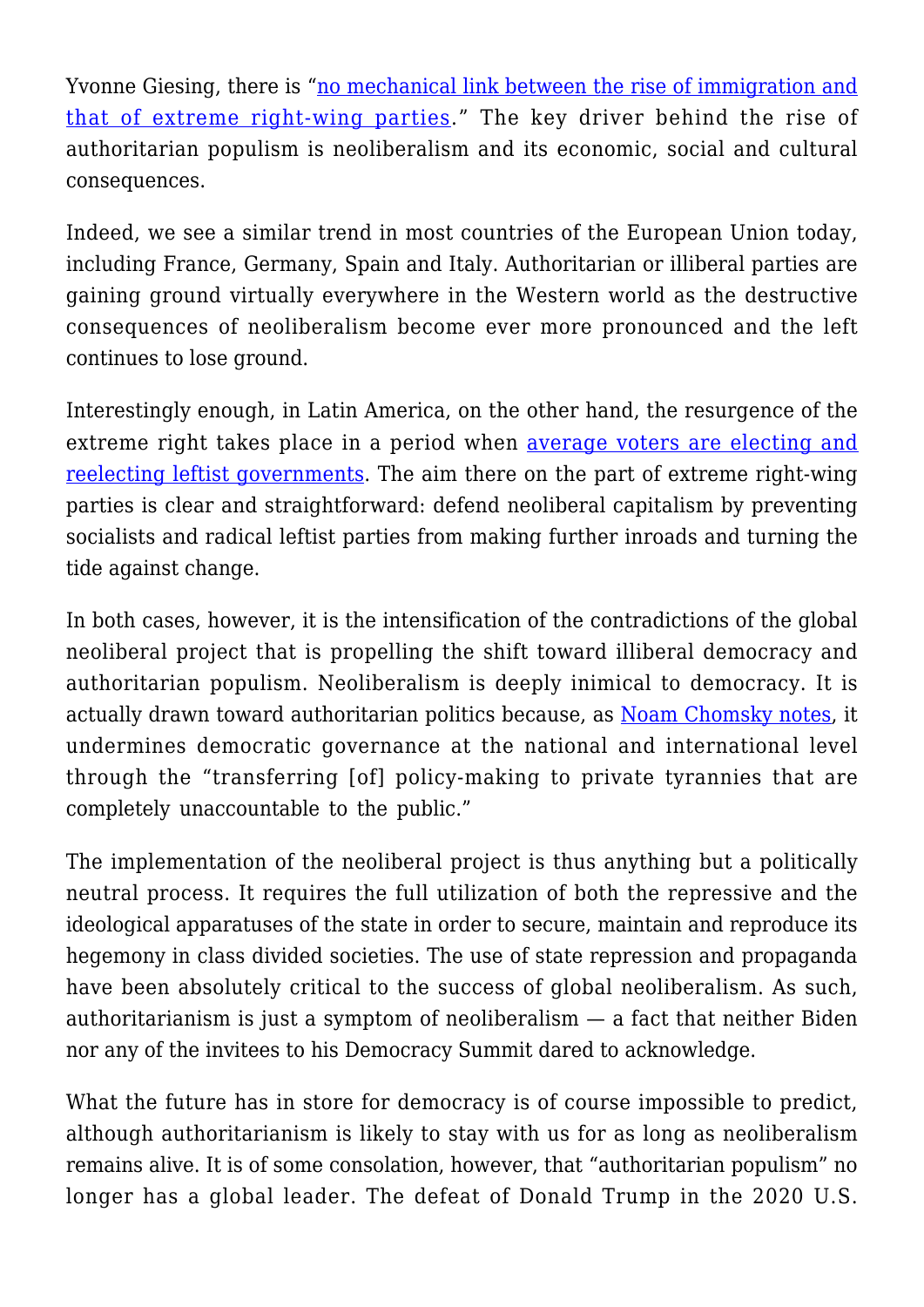Yvonne Giesing, there is "no mechanical link between the rise of immigration and that of extreme right-wing parties." The key driver behind the rise of authoritarian populism is neoliberalism and its economic, social and cultural consequences.

Indeed, we see a similar trend in most countries of the European Union today, including France, Germany, Spain and Italy. Authoritarian or illiberal parties are gaining ground virtually everywhere in the Western world as the destructive consequences of neoliberalism become ever more pronounced and the left continues to lose ground.

Interestingly enough, in Latin America, on the other hand, the resurgence of the extreme right takes place in a period when average voters are electing and reelecting leftist governments. The aim there on the part of extreme right-wing parties is clear and straightforward: defend neoliberal capitalism by preventing socialists and radical leftist parties from making further inroads and turning the tide against change.

In both cases, however, it is the intensification of the contradictions of the global neoliberal project that is propelling the shift toward illiberal democracy and authoritarian populism. Neoliberalism is deeply inimical to democracy. It is actually drawn toward authoritarian politics because, as Noam Chomsky notes, it undermines democratic governance at the national and international level through the "transferring [of] policy-making to private tyrannies that are completely unaccountable to the public."

The implementation of the neoliberal project is thus anything but a politically neutral process. It requires the full utilization of both the repressive and the ideological apparatuses of the state in order to secure, maintain and reproduce its hegemony in class divided societies. The use of state repression and propaganda have been absolutely critical to the success of global neoliberalism. As such, authoritarianism is just a symptom of neoliberalism — a fact that neither Biden nor any of the invitees to his Democracy Summit dared to acknowledge.

What the future has in store for democracy is of course impossible to predict, although authoritarianism is likely to stay with us for as long as neoliberalism remains alive. It is of some consolation, however, that "authoritarian populism" no longer has a global leader. The defeat of Donald Trump in the 2020 U.S.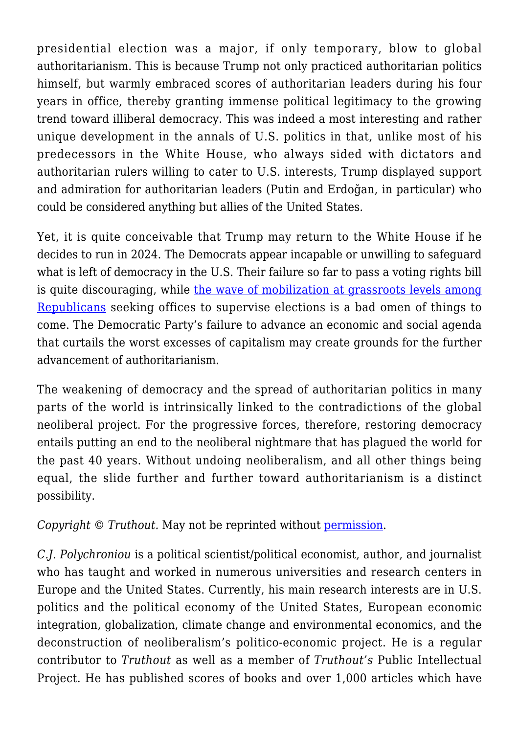presidential election was a major, if only temporary, blow to global authoritarianism. This is because Trump not only practiced authoritarian politics himself, but warmly embraced scores of authoritarian leaders during his four years in office, thereby granting immense political legitimacy to the growing trend toward illiberal democracy. This was indeed a most interesting and rather unique development in the annals of U.S. politics in that, unlike most of his predecessors in the White House, who always sided with dictators and authoritarian rulers willing to cater to U.S. interests, Trump displayed support and admiration for authoritarian leaders (Putin and Erdoğan, in particular) who could be considered anything but allies of the United States.

Yet, it is quite conceivable that Trump may return to the White House if he decides to run in 2024. The Democrats appear incapable or unwilling to safeguard what is left of democracy in the U.S. Their failure so far to pass a voting rights bill is quite discouraging, while [the wave of mobilization at grassroots levels among Republicans] seeking offices to supervise elections is a bad omen of things to come. The Democratic Party's failure to advance an economic and social agenda that curtails the worst excesses of capitalism may create grounds for the further advancement of authoritarianism.

The weakening of democracy and the spread of authoritarian politics in many parts of the world is intrinsically linked to the contradictions of the global neoliberal project. For the progressive forces, therefore, restoring democracy entails putting an end to the neoliberal nightmare that has plagued the world for the past 40 years. Without undoing neoliberalism, and all other things being equal, the slide further and further toward authoritarianism is a distinct possibility.

*Copyright © Truthout.* May not be reprinted without [permission].

*C.J. Polychroniou* is a political scientist/political economist, author, and journalist who has taught and worked in numerous universities and research centers in Europe and the United States. Currently, his main research interests are in U.S. politics and the political economy of the United States, European economic integration, globalization, climate change and environmental economics, and the deconstruction of neoliberalism's politico-economic project. He is a regular contributor to *Truthout* as well as a member of *Truthout's* Public Intellectual Project. He has published scores of books and over 1,000 articles which have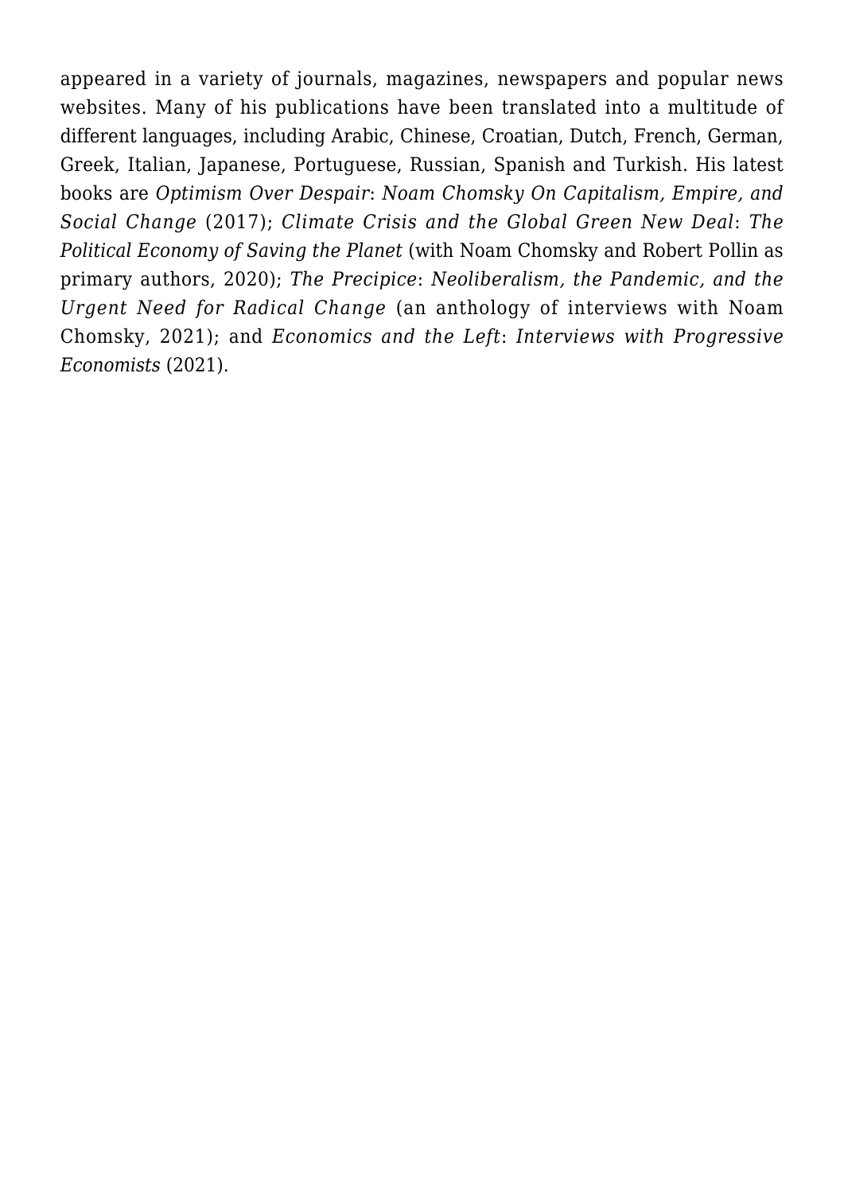appeared in a variety of journals, magazines, newspapers and popular news websites. Many of his publications have been translated into a multitude of different languages, including Arabic, Chinese, Croatian, Dutch, French, German, Greek, Italian, Japanese, Portuguese, Russian, Spanish and Turkish. His latest books are *Optimism Over Despair*: *Noam Chomsky On Capitalism, Empire, and Social Change* (2017); *Climate Crisis and the Global Green New Deal*: *The Political Economy of Saving the Planet* (with Noam Chomsky and Robert Pollin as primary authors, 2020); *The Precipice*: *Neoliberalism, the Pandemic, and the Urgent Need for Radical Change* (an anthology of interviews with Noam Chomsky, 2021); and *Economics and the Left*: *Interviews with Progressive Economists* (2021).